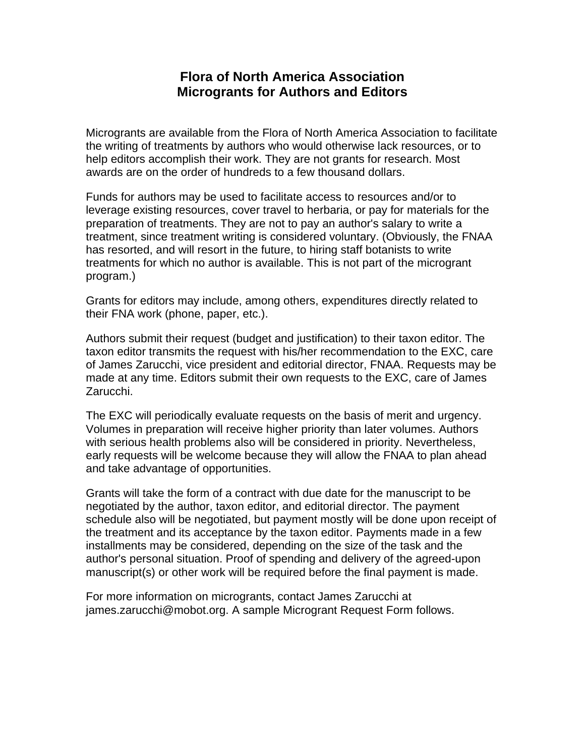# Flora of North America Association
# Micrograms for Authors and Editors

Micrograms are available from the Flora of North America Association to facilitate the writing of treatments by authors who would otherwise lack resources, or to help editors accomplish their work. They are not grants for research. Most awards are on the order of hundreds to a few thousand dollars.

Funds for authors may be used to facilitate access to resources and/or to leverage existing resources, cover travel to herbaria, or pay for materials for the preparation of treatments. They are not to pay an author's salary to write a treatment, since treatment writing is considered voluntary. (Obviously, the FNAA has resorted, and will resort in the future, to hiring staff botanists to write treatments for which no author is available. This is not part of the microgrant program.)

Grants for editors may include, among others, expenditures directly related to their FNA work (phone, paper, etc.).

Authors submit their request (budget and justification) to their taxon editor. The taxon editor transmits the request with his/her recommendation to the EXC, care of James Zarucchi, vice president and editorial director, FNAA. Requests may be made at any time. Editors submit their own requests to the EXC, care of James Zarucchi.

The EXC will periodically evaluate requests on the basis of merit and urgency. Volumes in preparation will receive higher priority than later volumes. Authors with serious health problems also will be considered in priority. Nevertheless, early requests will be welcome because they will allow the FNAA to plan ahead and take advantage of opportunities.

Grants will take the form of a contract with due date for the manuscript to be negotiated by the author, taxon editor, and editorial director. The payment schedule also will be negotiated, but payment mostly will be done upon receipt of the treatment and its acceptance by the taxon editor. Payments made in a few installments may be considered, depending on the size of the task and the author's personal situation. Proof of spending and delivery of the agreed-upon manuscript(s) or other work will be required before the final payment is made.

For more information on micrograms, contact James Zarucchi at james.zarucchi@mobot.org. A sample Microgrant Request Form follows.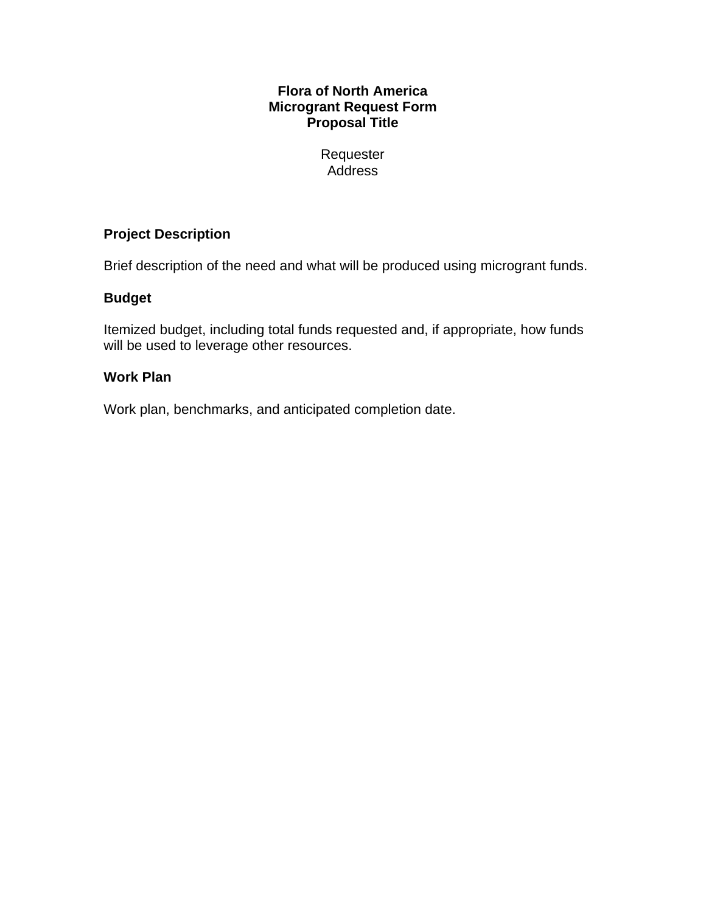**Flora of North America**
**Microgrant Request Form**
**Proposal Title**

Requester
Address

## Project Description

Brief description of the need and what will be produced using microgrant funds.

## Budget

Itemized budget, including total funds requested and, if appropriate, how funds will be used to leverage other resources.

## Work Plan

Work plan, benchmarks, and anticipated completion date.